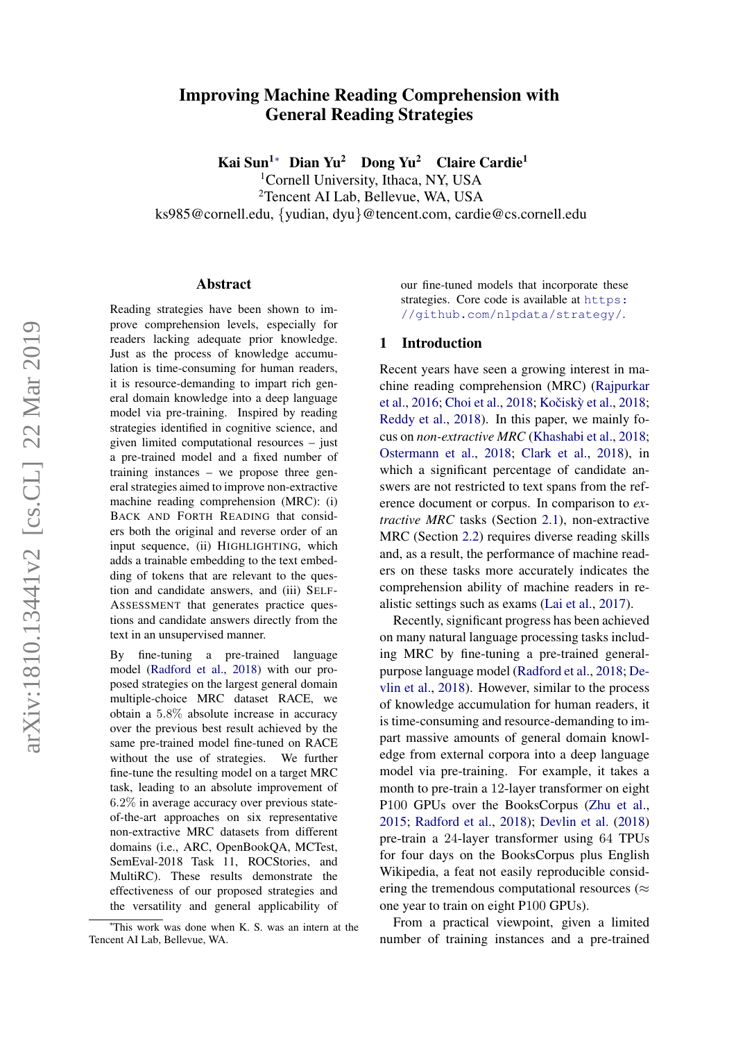# Improving Machine Reading Comprehension with General Reading Strategies

**Kai Sun**[1]* **Dian Yu**[2] **Dong Yu**[2] **Claire Cardie**[1]

[1]Cornell University, Ithaca, NY, USA

[2]Tencent AI Lab, Bellevue, WA, USA

ks985@cornell.edu, {yudian, dyu}@tencent.com, cardie@cs.cornell.edu

## Abstract

Reading strategies have been shown to improve comprehension levels, especially for readers lacking adequate prior knowledge. Just as the process of knowledge accumulation is time-consuming for human readers, it is resource-demanding to impart rich general domain knowledge into a deep language model via pre-training. Inspired by reading strategies identified in cognitive science, and given limited computational resources – just a pre-trained model and a fixed number of training instances – we propose three general strategies aimed to improve non-extractive machine reading comprehension (MRC): (i) BACK AND FORTH READING that considers both the original and reverse order of an input sequence, (ii) HIGHLIGHTING, which adds a trainable embedding to the text embedding of tokens that are relevant to the question and candidate answers, and (iii) SELF-ASSESSMENT that generates practice questions and candidate answers directly from the text in an unsupervised manner.

By fine-tuning a pre-trained language model (Radford et al., 2018) with our proposed strategies on the largest general domain multiple-choice MRC dataset RACE, we obtain a 5.8% absolute increase in accuracy over the previous best result achieved by the same pre-trained model fine-tuned on RACE without the use of strategies. We further fine-tune the resulting model on a target MRC task, leading to an absolute improvement of 6.2% in average accuracy over previous state-of-the-art approaches on six representative non-extractive MRC datasets from different domains (i.e., ARC, OpenBookQA, MCTest, SemEval-2018 Task 11, ROCStories, and MultiRC). These results demonstrate the effectiveness of our proposed strategies and the versatility and general applicability of our fine-tuned models that incorporate these strategies. Core code is available at https://github.com/nlpdata/strategy/.

## 1 Introduction

Recent years have seen a growing interest in machine reading comprehension (MRC) (Rajpurkar et al., 2016; Choi et al., 2018; Kočiský et al., 2018; Reddy et al., 2018). In this paper, we mainly focus on *non-extractive MRC* (Khashabi et al., 2018; Ostermann et al., 2018; Clark et al., 2018), in which a significant percentage of candidate answers are not restricted to text spans from the reference document or corpus. In comparison to *extractive MRC* tasks (Section 2.1), non-extractive MRC (Section 2.2) requires diverse reading skills and, as a result, the performance of machine readers on these tasks more accurately indicates the comprehension ability of machine readers in realistic settings such as exams (Lai et al., 2017).

Recently, significant progress has been achieved on many natural language processing tasks including MRC by fine-tuning a pre-trained general-purpose language model (Radford et al., 2018; Devlin et al., 2018). However, similar to the process of knowledge accumulation for human readers, it is time-consuming and resource-demanding to impart massive amounts of general domain knowledge from external corpora into a deep language model via pre-training. For example, it takes a month to pre-train a 12-layer transformer on eight P100 GPUs over the BooksCorpus (Zhu et al., 2015; Radford et al., 2018); Devlin et al. (2018) pre-train a 24-layer transformer using 64 TPUs for four days on the BooksCorpus plus English Wikipedia, a feat not easily reproducible considering the tremendous computational resources ($\approx$ one year to train on eight P100 GPUs).

From a practical viewpoint, given a limited number of training instances and a pre-trained

*This work was done when K. S. was an intern at the Tencent AI Lab, Bellevue, WA.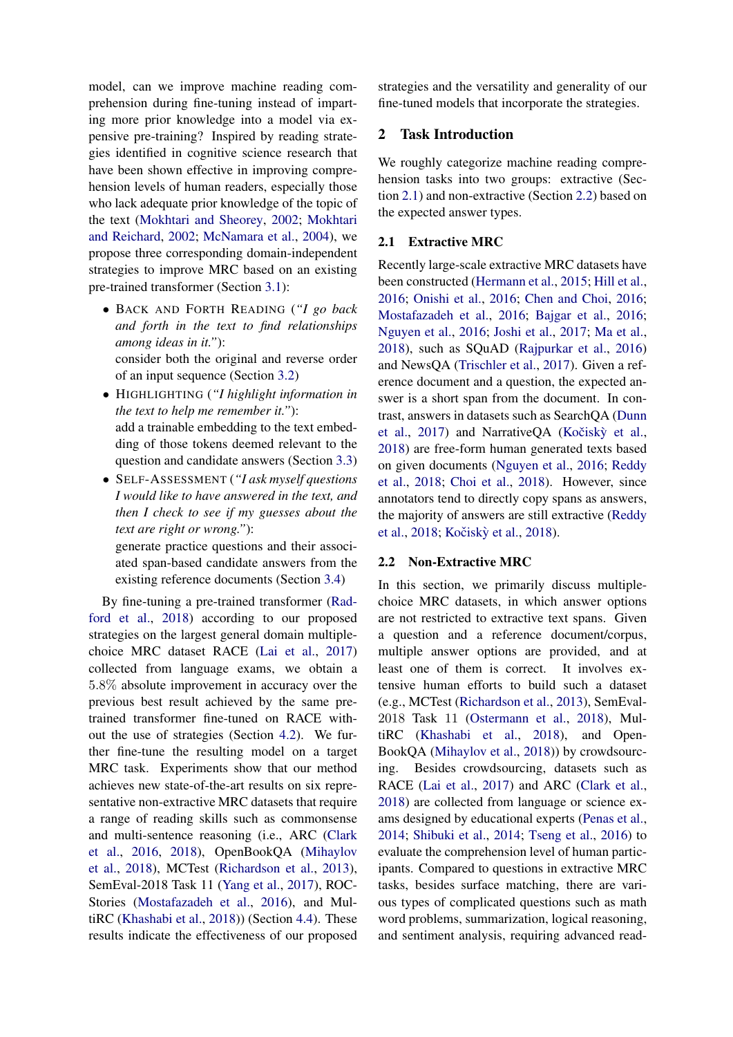model, can we improve machine reading comprehension during fine-tuning instead of imparting more prior knowledge into a model via expensive pre-training? Inspired by reading strategies identified in cognitive science research that have been shown effective in improving comprehension levels of human readers, especially those who lack adequate prior knowledge of the topic of the text (Mokhtari and Sheorey, 2002; Mokhtari and Reichard, 2002; McNamara et al., 2004), we propose three corresponding domain-independent strategies to improve MRC based on an existing pre-trained transformer (Section 3.1):

- BACK AND FORTH READING (*"I go back and forth in the text to find relationships among ideas in it."*):
  consider both the original and reverse order of an input sequence (Section 3.2)
- HIGHLIGHTING (*"I highlight information in the text to help me remember it."*):
  add a trainable embedding to the text embedding of those tokens deemed relevant to the question and candidate answers (Section 3.3)
- SELF-ASSESSMENT (*"I ask myself questions I would like to have answered in the text, and then I check to see if my guesses about the text are right or wrong."*):
  generate practice questions and their associated span-based candidate answers from the existing reference documents (Section 3.4)

By fine-tuning a pre-trained transformer (Radford et al., 2018) according to our proposed strategies on the largest general domain multiple-choice MRC dataset RACE (Lai et al., 2017) collected from language exams, we obtain a $5.8\%$ absolute improvement in accuracy over the previous best result achieved by the same pre-trained transformer fine-tuned on RACE without the use of strategies (Section 4.2). We further fine-tune the resulting model on a target MRC task. Experiments show that our method achieves new state-of-the-art results on six representative non-extractive MRC datasets that require a range of reading skills such as commonsense and multi-sentence reasoning (i.e., ARC (Clark et al., 2016, 2018), OpenBookQA (Mihaylov et al., 2018), MCTest (Richardson et al., 2013), SemEval-2018 Task 11 (Yang et al., 2017), ROCStories (Mostafazadeh et al., 2016), and MultiRC (Khashabi et al., 2018)) (Section 4.4). These results indicate the effectiveness of our proposed strategies and the versatility and generality of our fine-tuned models that incorporate the strategies.

## 2 Task Introduction

We roughly categorize machine reading comprehension tasks into two groups: extractive (Section 2.1) and non-extractive (Section 2.2) based on the expected answer types.

### 2.1 Extractive MRC

Recently large-scale extractive MRC datasets have been constructed (Hermann et al., 2015; Hill et al., 2016; Onishi et al., 2016; Chen and Choi, 2016; Mostafazadeh et al., 2016; Bajgar et al., 2016; Nguyen et al., 2016; Joshi et al., 2017; Ma et al., 2018), such as SQuAD (Rajpurkar et al., 2016) and NewsQA (Trischler et al., 2017). Given a reference document and a question, the expected answer is a short span from the document. In contrast, answers in datasets such as SearchQA (Dunn et al., 2017) and NarrativeQA (Kočiský et al., 2018) are free-form human generated texts based on given documents (Nguyen et al., 2016; Reddy et al., 2018; Choi et al., 2018). However, since annotators tend to directly copy spans as answers, the majority of answers are still extractive (Reddy et al., 2018; Kočiský et al., 2018).

### 2.2 Non-Extractive MRC

In this section, we primarily discuss multiple-choice MRC datasets, in which answer options are not restricted to extractive text spans. Given a question and a reference document/corpus, multiple answer options are provided, and at least one of them is correct. It involves extensive human efforts to build such a dataset (e.g., MCTest (Richardson et al., 2013), SemEval-2018 Task 11 (Ostermann et al., 2018), MultiRC (Khashabi et al., 2018), and OpenBookQA (Mihaylov et al., 2018)) by crowdsourcing. Besides crowdsourcing, datasets such as RACE (Lai et al., 2017) and ARC (Clark et al., 2018) are collected from language or science exams designed by educational experts (Penas et al., 2014; Shibuki et al., 2014; Tseng et al., 2016) to evaluate the comprehension level of human participants. Compared to questions in extractive MRC tasks, besides surface matching, there are various types of complicated questions such as math word problems, summarization, logical reasoning, and sentiment analysis, requiring advanced read-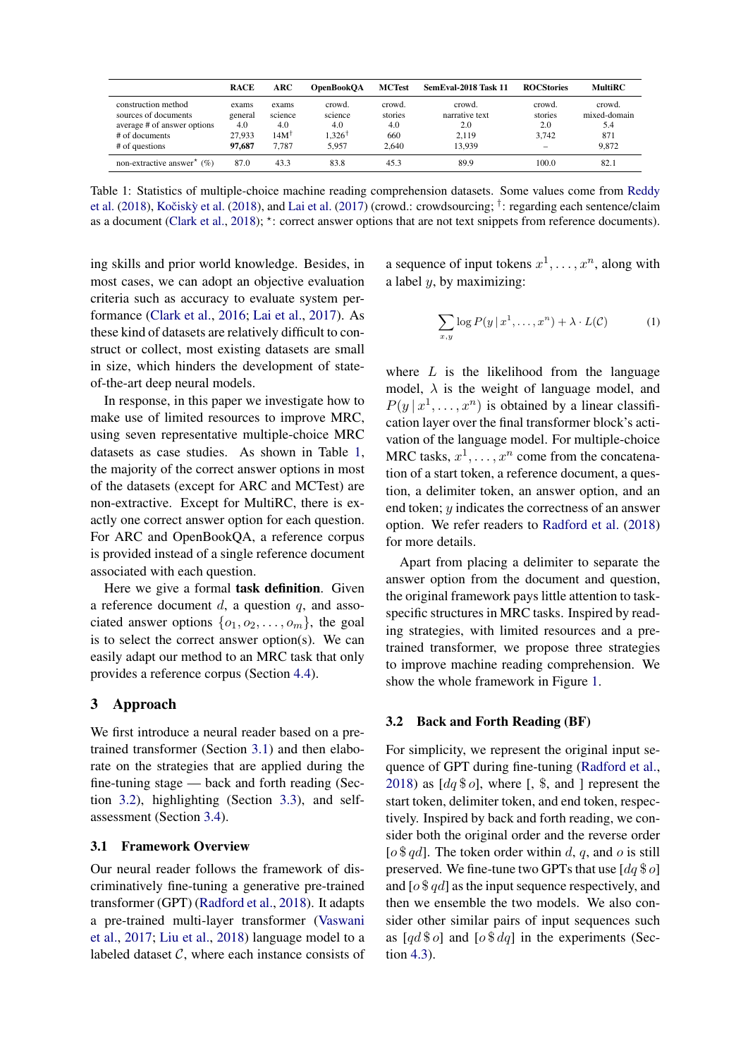| | RACE | ARC | OpenBookQA | MCTest | SemEval-2018 Task 11 | ROCStories | MultiRC |
|---|---|---|---|---|---|---|---|
| construction method | exams | exams | crowd. | crowd. | crowd. | crowd. | crowd. |
| sources of documents | general | science | science | stories | narrative text | stories | mixed-domain |
| average # of answer options | 4.0 | 4.0 | 4.0 | 4.0 | 2.0 | 2.0 | 5.4 |
| # of documents | 27,933 | 14M[†] | 1,326[†] | 660 | 2,119 | 3,742 | 871 |
| # of questions | **97,687** | 7,787 | 5,957 | 2,640 | 13,939 | – | 9,872 |
| non-extractive answer[⋆] (%) | 87.0 | 43.3 | 83.8 | 45.3 | 89.9 | 100.0 | 82.1 |

Table 1: Statistics of multiple-choice machine reading comprehension datasets. Some values come from Reddy et al. (2018), Kočiský et al. (2018), and Lai et al. (2017) (crowd.: crowdsourcing; [†]: regarding each sentence/claim as a document (Clark et al., 2018); [⋆]: correct answer options that are not text snippets from reference documents).

ing skills and prior world knowledge. Besides, in most cases, we can adopt an objective evaluation criteria such as accuracy to evaluate system performance (Clark et al., 2016; Lai et al., 2017). As these kind of datasets are relatively difficult to construct or collect, most existing datasets are small in size, which hinders the development of state-of-the-art deep neural models.

In response, in this paper we investigate how to make use of limited resources to improve MRC, using seven representative multiple-choice MRC datasets as case studies. As shown in Table 1, the majority of the correct answer options in most of the datasets (except for ARC and MCTest) are non-extractive. Except for MultiRC, there is exactly one correct answer option for each question. For ARC and OpenBookQA, a reference corpus is provided instead of a single reference document associated with each question.

Here we give a formal **task definition**. Given a reference document $d$, a question $q$, and associated answer options $\{o_1, o_2, \ldots, o_m\}$, the goal is to select the correct answer option(s). We can easily adapt our method to an MRC task that only provides a reference corpus (Section 4.4).

## 3 Approach

We first introduce a neural reader based on a pre-trained transformer (Section 3.1) and then elaborate on the strategies that are applied during the fine-tuning stage — back and forth reading (Section 3.2), highlighting (Section 3.3), and self-assessment (Section 3.4).

### 3.1 Framework Overview

Our neural reader follows the framework of discriminatively fine-tuning a generative pre-trained transformer (GPT) (Radford et al., 2018). It adapts a pre-trained multi-layer transformer (Vaswani et al., 2017; Liu et al., 2018) language model to a labeled dataset $\mathcal{C}$, where each instance consists of a sequence of input tokens $x^1, \ldots, x^n$, along with a label $y$, by maximizing:

$$\sum_{x,y} \log P(y \,|\, x^1, \ldots, x^n) + \lambda \cdot L(\mathcal{C}) \tag{1}$$

where $L$ is the likelihood from the language model, $\lambda$ is the weight of language model, and $P(y \,|\, x^1, \ldots, x^n)$ is obtained by a linear classification layer over the final transformer block's activation of the language model. For multiple-choice MRC tasks, $x^1, \ldots, x^n$ come from the concatenation of a start token, a reference document, a question, a delimiter token, an answer option, and an end token; $y$ indicates the correctness of an answer option. We refer readers to Radford et al. (2018) for more details.

Apart from placing a delimiter to separate the answer option from the document and question, the original framework pays little attention to task-specific structures in MRC tasks. Inspired by reading strategies, with limited resources and a pre-trained transformer, we propose three strategies to improve machine reading comprehension. We show the whole framework in Figure 1.

### 3.2 Back and Forth Reading (BF)

For simplicity, we represent the original input sequence of GPT during fine-tuning (Radford et al., 2018) as $[dq \,\$\, o]$, where [, \$, and ] represent the start token, delimiter token, and end token, respectively. Inspired by back and forth reading, we consider both the original order and the reverse order $[o \,\$\, qd]$. The token order within $d$, $q$, and $o$ is still preserved. We fine-tune two GPTs that use $[dq \,\$\, o]$ and $[o \,\$\, qd]$ as the input sequence respectively, and then we ensemble the two models. We also consider other similar pairs of input sequences such as $[qd \,\$\, o]$ and $[o \,\$\, dq]$ in the experiments (Section 4.3).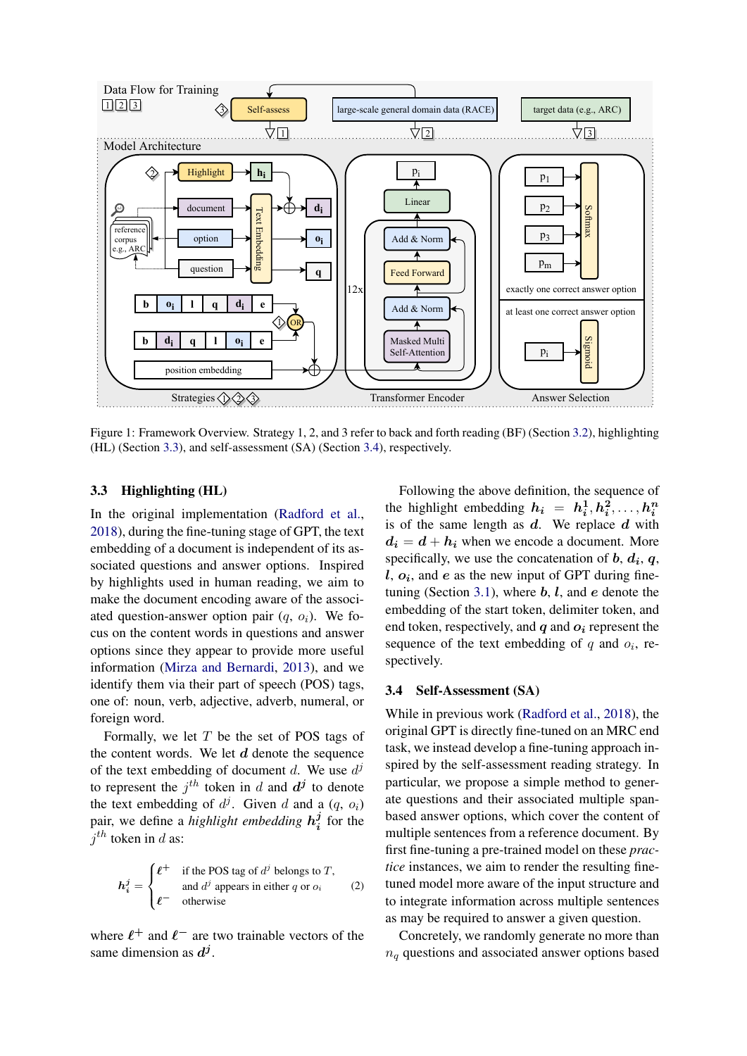Figure 1: Framework Overview. Strategy 1, 2, and 3 refer to back and forth reading (BF) (Section 3.2), highlighting (HL) (Section 3.3), and self-assessment (SA) (Section 3.4), respectively.

### 3.3 Highlighting (HL)

In the original implementation (Radford et al., 2018), during the fine-tuning stage of GPT, the text embedding of a document is independent of its associated questions and answer options. Inspired by highlights used in human reading, we aim to make the document encoding aware of the associated question-answer option pair ($q$, $o_i$). We focus on the content words in questions and answer options since they appear to provide more useful information (Mirza and Bernardi, 2013), and we identify them via their part of speech (POS) tags, one of: noun, verb, adjective, adverb, numeral, or foreign word.

Formally, we let $T$ be the set of POS tags of the content words. We let $\boldsymbol{d}$ denote the sequence of the text embedding of document $d$. We use $d^j$ to represent the $j^{th}$ token in $d$ and $\boldsymbol{d^j}$ to denote the text embedding of $d^j$. Given $d$ and a ($q$, $o_i$) pair, we define a *highlight embedding* $\boldsymbol{h_i^j}$ for the $j^{th}$ token in $d$ as:

$$\boldsymbol{h_i^j} = \begin{cases} \boldsymbol{\ell}^+ & \text{if the POS tag of } d^j \text{ belongs to } T, \\ & \text{and } d^j \text{ appears in either } q \text{ or } o_i \\ \boldsymbol{\ell}^- & \text{otherwise} \end{cases} \quad (2)$$

where $\boldsymbol{\ell}^+$ and $\boldsymbol{\ell}^-$ are two trainable vectors of the same dimension as $\boldsymbol{d^j}$.

Following the above definition, the sequence of the highlight embedding $\boldsymbol{h_i} = \boldsymbol{h_i^1}, \boldsymbol{h_i^2}, \ldots, \boldsymbol{h_i^n}$ is of the same length as $\boldsymbol{d}$. We replace $\boldsymbol{d}$ with $\boldsymbol{d_i} = \boldsymbol{d} + \boldsymbol{h_i}$ when we encode a document. More specifically, we use the concatenation of $\boldsymbol{b}$, $\boldsymbol{d_i}$, $\boldsymbol{q}$, $\boldsymbol{l}$, $\boldsymbol{o_i}$, and $\boldsymbol{e}$ as the new input of GPT during fine-tuning (Section 3.1), where $\boldsymbol{b}$, $\boldsymbol{l}$, and $\boldsymbol{e}$ denote the embedding of the start token, delimiter token, and end token, respectively, and $\boldsymbol{q}$ and $\boldsymbol{o_i}$ represent the sequence of the text embedding of $q$ and $o_i$, respectively.

### 3.4 Self-Assessment (SA)

While in previous work (Radford et al., 2018), the original GPT is directly fine-tuned on an MRC end task, we instead develop a fine-tuning approach inspired by the self-assessment reading strategy. In particular, we propose a simple method to generate questions and their associated multiple span-based answer options, which cover the content of multiple sentences from a reference document. By first fine-tuning a pre-trained model on these *practice* instances, we aim to render the resulting fine-tuned model more aware of the input structure and to integrate information across multiple sentences as may be required to answer a given question.

Concretely, we randomly generate no more than $n_q$ questions and associated answer options based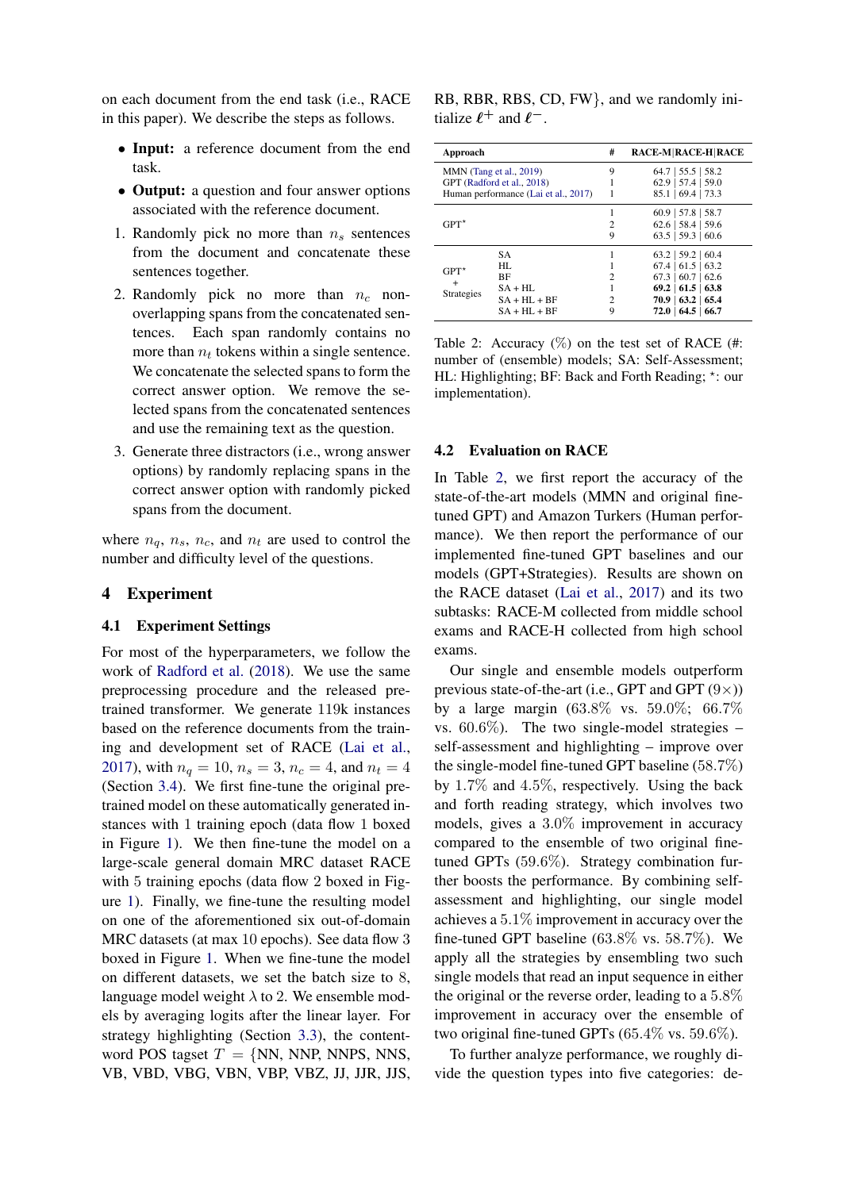on each document from the end task (i.e., RACE in this paper). We describe the steps as follows.

- **Input:** a reference document from the end task.
- **Output:** a question and four answer options associated with the reference document.

1. Randomly pick no more than $n_s$ sentences from the document and concatenate these sentences together.
2. Randomly pick no more than $n_c$ non-overlapping spans from the concatenated sentences. Each span randomly contains no more than $n_t$ tokens within a single sentence. We concatenate the selected spans to form the correct answer option. We remove the selected spans from the concatenated sentences and use the remaining text as the question.
3. Generate three distractors (i.e., wrong answer options) by randomly replacing spans in the correct answer option with randomly picked spans from the document.

where $n_q$, $n_s$, $n_c$, and $n_t$ are used to control the number and difficulty level of the questions.

## 4 Experiment

### 4.1 Experiment Settings

For most of the hyperparameters, we follow the work of Radford et al. (2018). We use the same preprocessing procedure and the released pre-trained transformer. We generate 119k instances based on the reference documents from the training and development set of RACE (Lai et al., 2017), with $n_q = 10$, $n_s = 3$, $n_c = 4$, and $n_t = 4$ (Section 3.4). We first fine-tune the original pre-trained model on these automatically generated instances with 1 training epoch (data flow 1 boxed in Figure 1). We then fine-tune the model on a large-scale general domain MRC dataset RACE with 5 training epochs (data flow 2 boxed in Figure 1). Finally, we fine-tune the resulting model on one of the aforementioned six out-of-domain MRC datasets (at max 10 epochs). See data flow 3 boxed in Figure 1. When we fine-tune the model on different datasets, we set the batch size to 8, language model weight $\lambda$ to 2. We ensemble models by averaging logits after the linear layer. For strategy highlighting (Section 3.3), the content-word POS tagset $T$ = {NN, NNP, NNPS, NNS, VB, VBD, VBG, VBN, VBP, VBZ, JJ, JJR, JJS, RB, RBR, RBS, CD, FW}, and we randomly initialize $\ell^+$ and $\ell^-$.

| Approach | | # | RACE-M \| RACE-H \| RACE |
|---|---|---|---|
| MMN (Tang et al., 2019) | | 9 | 64.7 \| 55.5 \| 58.2 |
| GPT (Radford et al., 2018) | | 1 | 62.9 \| 57.4 \| 59.0 |
| Human performance (Lai et al., 2017) | | 1 | 85.1 \| 69.4 \| 73.3 |
| GPT* | | 1 | 60.9 \| 57.8 \| 58.7 |
| | | 2 | 62.6 \| 58.4 \| 59.6 |
| | | 9 | 63.5 \| 59.3 \| 60.6 |
| GPT* + Strategies | SA | 1 | 63.2 \| 59.2 \| 60.4 |
| | HL | 1 | 67.4 \| 61.5 \| 63.2 |
| | BF | 2 | 67.3 \| 60.7 \| 62.6 |
| | SA + HL | 1 | **69.2** \| **61.5** \| **63.8** |
| | SA + HL + BF | 2 | **70.9** \| **63.2** \| **65.4** |
| | SA + HL + BF | 9 | **72.0** \| **64.5** \| **66.7** |

Table 2: Accuracy (%) on the test set of RACE (#: number of (ensemble) models; SA: Self-Assessment; HL: Highlighting; BF: Back and Forth Reading; *: our implementation).

### 4.2 Evaluation on RACE

In Table 2, we first report the accuracy of the state-of-the-art models (MMN and original fine-tuned GPT) and Amazon Turkers (Human performance). We then report the performance of our implemented fine-tuned GPT baselines and our models (GPT+Strategies). Results are shown on the RACE dataset (Lai et al., 2017) and its two subtasks: RACE-M collected from middle school exams and RACE-H collected from high school exams.

Our single and ensemble models outperform previous state-of-the-art (i.e., GPT and GPT (9×)) by a large margin (63.8% vs. 59.0%; 66.7% vs. 60.6%). The two single-model strategies – self-assessment and highlighting – improve over the single-model fine-tuned GPT baseline (58.7%) by 1.7% and 4.5%, respectively. Using the back and forth reading strategy, which involves two models, gives a 3.0% improvement in accuracy compared to the ensemble of two original fine-tuned GPTs (59.6%). Strategy combination further boosts the performance. By combining self-assessment and highlighting, our single model achieves a 5.1% improvement in accuracy over the fine-tuned GPT baseline (63.8% vs. 58.7%). We apply all the strategies by ensembling two such single models that read an input sequence in either the original or the reverse order, leading to a 5.8% improvement in accuracy over the ensemble of two original fine-tuned GPTs (65.4% vs. 59.6%).

To further analyze performance, we roughly divide the question types into five categories: de-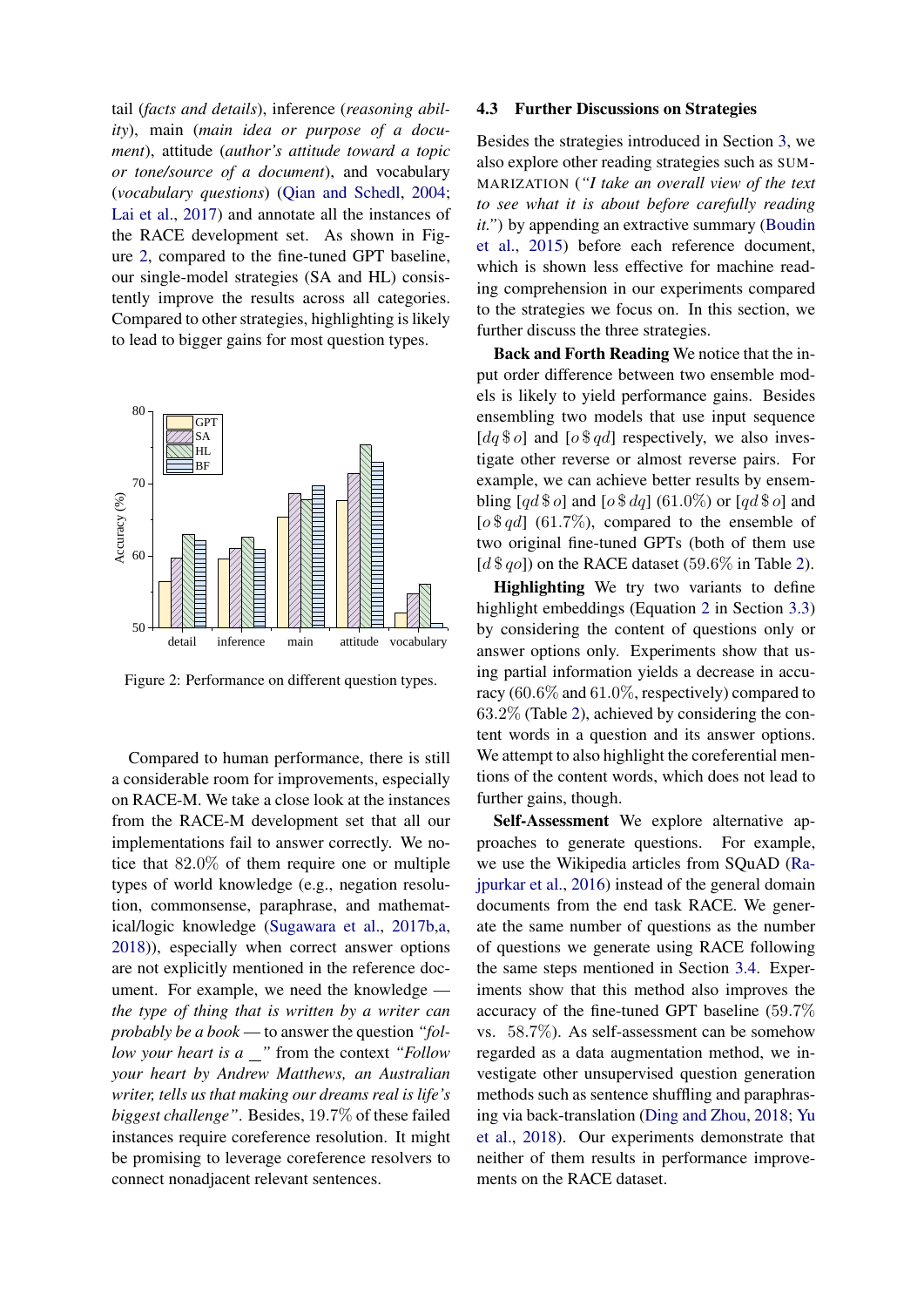tail (*facts and details*), inference (*reasoning ability*), main (*main idea or purpose of a document*), attitude (*author's attitude toward a topic or tone/source of a document*), and vocabulary (*vocabulary questions*) (Qian and Schedl, 2004; Lai et al., 2017) and annotate all the instances of the RACE development set. As shown in Figure 2, compared to the fine-tuned GPT baseline, our single-model strategies (SA and HL) consistently improve the results across all categories. Compared to other strategies, highlighting is likely to lead to bigger gains for most question types.

Figure 2: Performance on different question types.

Compared to human performance, there is still a considerable room for improvements, especially on RACE-M. We take a close look at the instances from the RACE-M development set that all our implementations fail to answer correctly. We notice that 82.0% of them require one or multiple types of world knowledge (e.g., negation resolution, commonsense, paraphrase, and mathematical/logic knowledge (Sugawara et al., 2017b,a, 2018)), especially when correct answer options are not explicitly mentioned in the reference document. For example, we need the knowledge — *the type of thing that is written by a writer can probably be a book* — to answer the question *"follow your heart is a _"* from the context *"Follow your heart by Andrew Matthews, an Australian writer, tells us that making our dreams real is life's biggest challenge"*. Besides, 19.7% of these failed instances require coreference resolution. It might be promising to leverage coreference resolvers to connect nonadjacent relevant sentences.

### 4.3 Further Discussions on Strategies

Besides the strategies introduced in Section 3, we also explore other reading strategies such as SUMMARIZATION (*"I take an overall view of the text to see what it is about before carefully reading it."*) by appending an extractive summary (Boudin et al., 2015) before each reference document, which is shown less effective for machine reading comprehension in our experiments compared to the strategies we focus on. In this section, we further discuss the three strategies.

**Back and Forth Reading** We notice that the input order difference between two ensemble models is likely to yield performance gains. Besides ensembling two models that use input sequence $[dq\,\$\,o]$ and $[o\,\$\,qd]$ respectively, we also investigate other reverse or almost reverse pairs. For example, we can achieve better results by ensembling $[qd\,\$\,o]$ and $[o\,\$\,dq]$ (61.0%) or $[qd\,\$\,o]$ and $[o\,\$\,qd]$ (61.7%), compared to the ensemble of two original fine-tuned GPTs (both of them use $[d\,\$\,qo]$) on the RACE dataset (59.6% in Table 2).

**Highlighting** We try two variants to define highlight embeddings (Equation 2 in Section 3.3) by considering the content of questions only or answer options only. Experiments show that using partial information yields a decrease in accuracy (60.6% and 61.0%, respectively) compared to 63.2% (Table 2), achieved by considering the content words in a question and its answer options. We attempt to also highlight the coreferential mentions of the content words, which does not lead to further gains, though.

**Self-Assessment** We explore alternative approaches to generate questions. For example, we use the Wikipedia articles from SQuAD (Rajpurkar et al., 2016) instead of the general domain documents from the end task RACE. We generate the same number of questions as the number of questions we generate using RACE following the same steps mentioned in Section 3.4. Experiments show that this method also improves the accuracy of the fine-tuned GPT baseline (59.7% vs. 58.7%). As self-assessment can be somehow regarded as a data augmentation method, we investigate other unsupervised question generation methods such as sentence shuffling and paraphrasing via back-translation (Ding and Zhou, 2018; Yu et al., 2018). Our experiments demonstrate that neither of them results in performance improvements on the RACE dataset.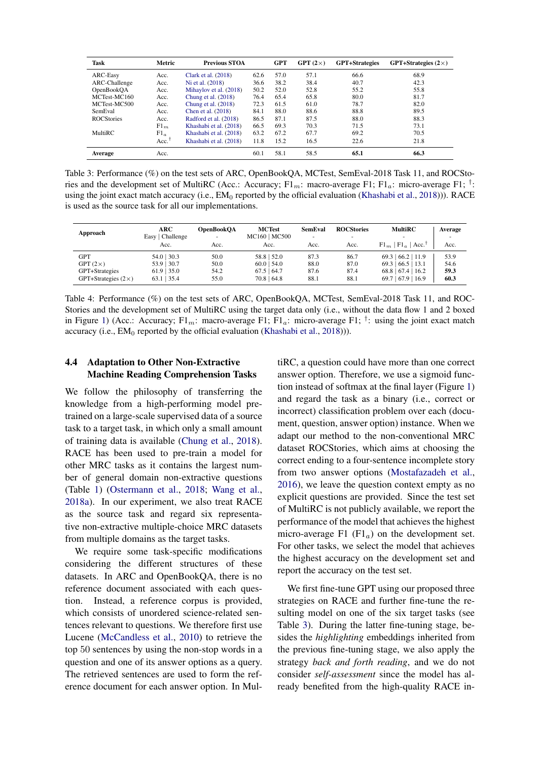| Task | Metric | Previous STOA | | GPT | GPT (2×) | GPT+Strategies | GPT+Strategies (2×) |
|---|---|---|---|---|---|---|---|
| ARC-Easy | Acc. | Clark et al. (2018) | 62.6 | 57.0 | 57.1 | 66.6 | 68.9 |
| ARC-Challenge | Acc. | Ni et al. (2018) | 36.6 | 38.2 | 38.4 | 40.7 | 42.3 |
| OpenBookQA | Acc. | Mihaylov et al. (2018) | 50.2 | 52.0 | 52.8 | 55.2 | 55.8 |
| MCTest-MC160 | Acc. | Chung et al. (2018) | 76.4 | 65.4 | 65.8 | 80.0 | 81.7 |
| MCTest-MC500 | Acc. | Chung et al. (2018) | 72.3 | 61.5 | 61.0 | 78.7 | 82.0 |
| SemEval | Acc. | Chen et al. (2018) | 84.1 | 88.0 | 88.6 | 88.8 | 89.5 |
| ROCStories | Acc. | Radford et al. (2018) | 86.5 | 87.1 | 87.5 | 88.0 | 88.3 |
| MultiRC | $\text{F1}_m$ | Khashabi et al. (2018) | 66.5 | 69.3 | 70.3 | 71.5 | 73.1 |
| | $\text{F1}_a$ | Khashabi et al. (2018) | 63.2 | 67.2 | 67.7 | 69.2 | 70.5 |
| | Acc.† | Khashabi et al. (2018) | 11.8 | 15.2 | 16.5 | 22.6 | 21.8 |
| **Average** | Acc. | | 60.1 | 58.1 | 58.5 | **65.1** | **66.3** |

Table 3: Performance (%) on the test sets of ARC, OpenBookQA, MCTest, SemEval-2018 Task 11, and ROCStories and the development set of MultiRC (Acc.: Accuracy; $\text{F1}_m$: macro-average F1; $\text{F1}_a$: micro-average F1; †: using the joint exact match accuracy (i.e., $\text{EM}_0$ reported by the official evaluation (Khashabi et al., 2018))). RACE is used as the source task for all our implementations.

| Approach | ARC Easy \| Challenge | OpenBookQA | MCTest MC160 \| MC500 | SemEval | ROCStories | MultiRC | Average |
|---|---|---|---|---|---|---|---|
| | Acc. | Acc. | Acc. | Acc. | Acc. | $\text{F1}_m$ \| $\text{F1}_a$ \| Acc.† | Acc. |
| GPT | 54.0 \| 30.3 | 50.0 | 58.8 \| 52.0 | 87.3 | 86.7 | 69.3 \| 66.2 \| 11.9 | 53.9 |
| GPT (2×) | 53.9 \| 30.7 | 50.0 | 60.0 \| 54.0 | 88.0 | 87.0 | 69.3 \| 66.5 \| 13.1 | 54.6 |
| GPT+Strategies | 61.9 \| 35.0 | 54.2 | 67.5 \| 64.7 | 87.6 | 87.4 | 68.8 \| 67.4 \| 16.2 | **59.3** |
| GPT+Strategies (2×) | 63.1 \| 35.4 | 55.0 | 70.8 \| 64.8 | 88.1 | 88.1 | 69.7 \| 67.9 \| 16.9 | **60.3** |

Table 4: Performance (%) on the test sets of ARC, OpenBookQA, MCTest, SemEval-2018 Task 11, and ROCStories and the development set of MultiRC using the target data only (i.e., without the data flow 1 and 2 boxed in Figure 1) (Acc.: Accuracy; $\text{F1}_m$: macro-average F1; $\text{F1}_a$: micro-average F1; †: using the joint exact match accuracy (i.e., $\text{EM}_0$ reported by the official evaluation (Khashabi et al., 2018))).

### 4.4 Adaptation to Other Non-Extractive Machine Reading Comprehension Tasks

We follow the philosophy of transferring the knowledge from a high-performing model pre-trained on a large-scale supervised data of a source task to a target task, in which only a small amount of training data is available (Chung et al., 2018). RACE has been used to pre-train a model for other MRC tasks as it contains the largest number of general domain non-extractive questions (Table 1) (Ostermann et al., 2018; Wang et al., 2018a). In our experiment, we also treat RACE as the source task and regard six representative non-extractive multiple-choice MRC datasets from multiple domains as the target tasks.

We require some task-specific modifications considering the different structures of these datasets. In ARC and OpenBookQA, there is no reference document associated with each question. Instead, a reference corpus is provided, which consists of unordered science-related sentences relevant to questions. We therefore first use Lucene (McCandless et al., 2010) to retrieve the top 50 sentences by using the non-stop words in a question and one of its answer options as a query. The retrieved sentences are used to form the reference document for each answer option. In MultiRC, a question could have more than one correct answer option. Therefore, we use a sigmoid function instead of softmax at the final layer (Figure 1) and regard the task as a binary (i.e., correct or incorrect) classification problem over each (document, question, answer option) instance. When we adapt our method to the non-conventional MRC dataset ROCStories, which aims at choosing the correct ending to a four-sentence incomplete story from two answer options (Mostafazadeh et al., 2016), we leave the question context empty as no explicit questions are provided. Since the test set of MultiRC is not publicly available, we report the performance of the model that achieves the highest micro-average F1 ($\text{F1}_a$) on the development set. For other tasks, we select the model that achieves the highest accuracy on the development set and report the accuracy on the test set.

We first fine-tune GPT using our proposed three strategies on RACE and further fine-tune the resulting model on one of the six target tasks (see Table 3). During the latter fine-tuning stage, besides the *highlighting* embeddings inherited from the previous fine-tuning stage, we also apply the strategy *back and forth reading*, and we do not consider *self-assessment* since the model has already benefited from the high-quality RACE in-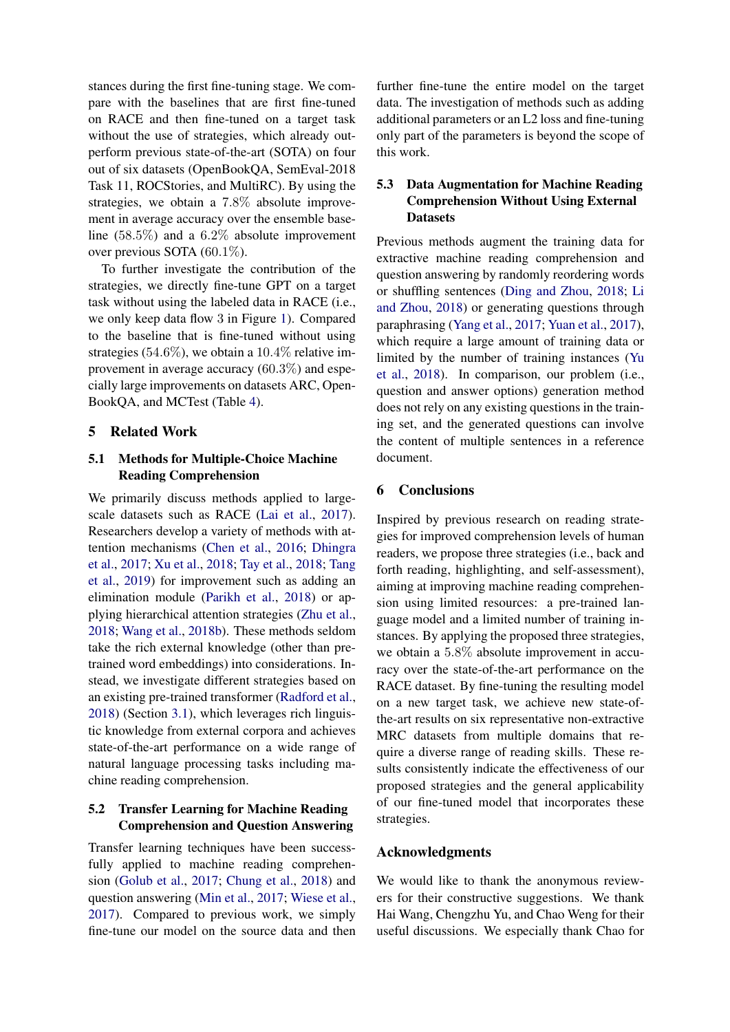stances during the first fine-tuning stage. We compare with the baselines that are first fine-tuned on RACE and then fine-tuned on a target task without the use of strategies, which already outperform previous state-of-the-art (SOTA) on four out of six datasets (OpenBookQA, SemEval-2018 Task 11, ROCStories, and MultiRC). By using the strategies, we obtain a $7.8\%$ absolute improvement in average accuracy over the ensemble baseline ($58.5\%$) and a $6.2\%$ absolute improvement over previous SOTA ($60.1\%$).

To further investigate the contribution of the strategies, we directly fine-tune GPT on a target task without using the labeled data in RACE (i.e., we only keep data flow 3 in Figure 1). Compared to the baseline that is fine-tuned without using strategies ($54.6\%$), we obtain a $10.4\%$ relative improvement in average accuracy ($60.3\%$) and especially large improvements on datasets ARC, OpenBookQA, and MCTest (Table 4).

## 5 Related Work

### 5.1 Methods for Multiple-Choice Machine Reading Comprehension

We primarily discuss methods applied to large-scale datasets such as RACE (Lai et al., 2017). Researchers develop a variety of methods with attention mechanisms (Chen et al., 2016; Dhingra et al., 2017; Xu et al., 2018; Tay et al., 2018; Tang et al., 2019) for improvement such as adding an elimination module (Parikh et al., 2018) or applying hierarchical attention strategies (Zhu et al., 2018; Wang et al., 2018b). These methods seldom take the rich external knowledge (other than pre-trained word embeddings) into considerations. Instead, we investigate different strategies based on an existing pre-trained transformer (Radford et al., 2018) (Section 3.1), which leverages rich linguistic knowledge from external corpora and achieves state-of-the-art performance on a wide range of natural language processing tasks including machine reading comprehension.

### 5.2 Transfer Learning for Machine Reading Comprehension and Question Answering

Transfer learning techniques have been successfully applied to machine reading comprehension (Golub et al., 2017; Chung et al., 2018) and question answering (Min et al., 2017; Wiese et al., 2017). Compared to previous work, we simply fine-tune our model on the source data and then further fine-tune the entire model on the target data. The investigation of methods such as adding additional parameters or an L2 loss and fine-tuning only part of the parameters is beyond the scope of this work.

### 5.3 Data Augmentation for Machine Reading Comprehension Without Using External Datasets

Previous methods augment the training data for extractive machine reading comprehension and question answering by randomly reordering words or shuffling sentences (Ding and Zhou, 2018; Li and Zhou, 2018) or generating questions through paraphrasing (Yang et al., 2017; Yuan et al., 2017), which require a large amount of training data or limited by the number of training instances (Yu et al., 2018). In comparison, our problem (i.e., question and answer options) generation method does not rely on any existing questions in the training set, and the generated questions can involve the content of multiple sentences in a reference document.

## 6 Conclusions

Inspired by previous research on reading strategies for improved comprehension levels of human readers, we propose three strategies (i.e., back and forth reading, highlighting, and self-assessment), aiming at improving machine reading comprehension using limited resources: a pre-trained language model and a limited number of training instances. By applying the proposed three strategies, we obtain a $5.8\%$ absolute improvement in accuracy over the state-of-the-art performance on the RACE dataset. By fine-tuning the resulting model on a new target task, we achieve new state-of-the-art results on six representative non-extractive MRC datasets from multiple domains that require a diverse range of reading skills. These results consistently indicate the effectiveness of our proposed strategies and the general applicability of our fine-tuned model that incorporates these strategies.

## Acknowledgments

We would like to thank the anonymous reviewers for their constructive suggestions. We thank Hai Wang, Chengzhu Yu, and Chao Weng for their useful discussions. We especially thank Chao for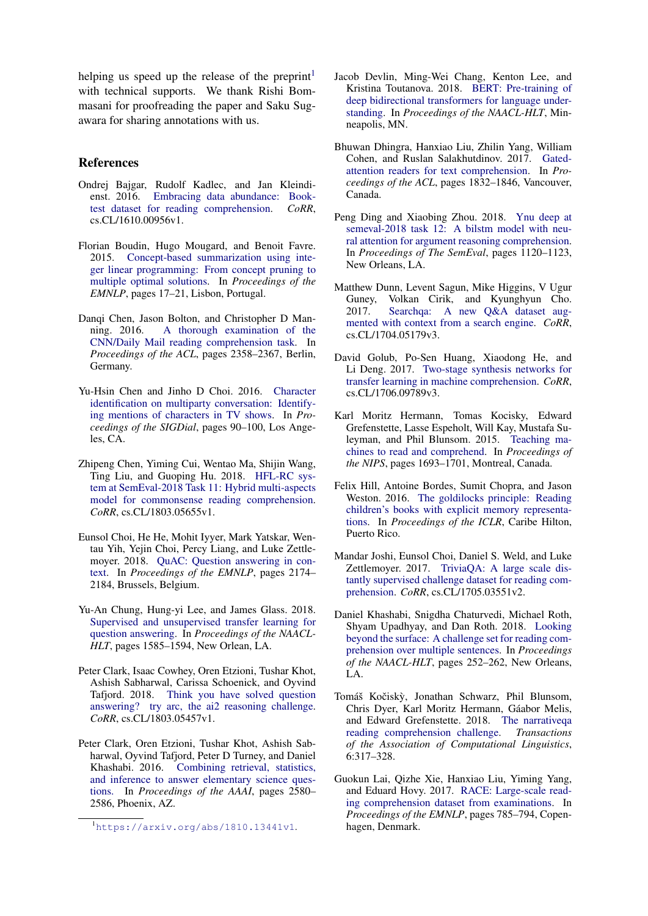helping us speed up the release of the preprint[1] with technical supports. We thank Rishi Bommasani for proofreading the paper and Saku Sugawara for sharing annotations with us.

## References

Ondrej Bajgar, Rudolf Kadlec, and Jan Kleindienst. 2016. Embracing data abundance: Booktest dataset for reading comprehension. *CoRR*, cs.CL/1610.00956v1.

Florian Boudin, Hugo Mougard, and Benoit Favre. 2015. Concept-based summarization using integer linear programming: From concept pruning to multiple optimal solutions. In *Proceedings of the EMNLP*, pages 17–21, Lisbon, Portugal.

Danqi Chen, Jason Bolton, and Christopher D Manning. 2016. A thorough examination of the CNN/Daily Mail reading comprehension task. In *Proceedings of the ACL*, pages 2358–2367, Berlin, Germany.

Yu-Hsin Chen and Jinho D Choi. 2016. Character identification on multiparty conversation: Identifying mentions of characters in TV shows. In *Proceedings of the SIGDial*, pages 90–100, Los Angeles, CA.

Zhipeng Chen, Yiming Cui, Wentao Ma, Shijin Wang, Ting Liu, and Guoping Hu. 2018. HFL-RC system at SemEval-2018 Task 11: Hybrid multi-aspects model for commonsense reading comprehension. *CoRR*, cs.CL/1803.05655v1.

Eunsol Choi, He He, Mohit Iyyer, Mark Yatskar, Wentau Yih, Yejin Choi, Percy Liang, and Luke Zettlemoyer. 2018. QuAC: Question answering in context. In *Proceedings of the EMNLP*, pages 2174–2184, Brussels, Belgium.

Yu-An Chung, Hung-yi Lee, and James Glass. 2018. Supervised and unsupervised transfer learning for question answering. In *Proceedings of the NAACL-HLT*, pages 1585–1594, New Orlean, LA.

Peter Clark, Isaac Cowhey, Oren Etzioni, Tushar Khot, Ashish Sabharwal, Carissa Schoenick, and Oyvind Tafjord. 2018. Think you have solved question answering? try arc, the ai2 reasoning challenge. *CoRR*, cs.CL/1803.05457v1.

Peter Clark, Oren Etzioni, Tushar Khot, Ashish Sabharwal, Oyvind Tafjord, Peter D Turney, and Daniel Khashabi. 2016. Combining retrieval, statistics, and inference to answer elementary science questions. In *Proceedings of the AAAI*, pages 2580–2586, Phoenix, AZ.

Jacob Devlin, Ming-Wei Chang, Kenton Lee, and Kristina Toutanova. 2018. BERT: Pre-training of deep bidirectional transformers for language understanding. In *Proceedings of the NAACL-HLT*, Minneapolis, MN.

Bhuwan Dhingra, Hanxiao Liu, Zhilin Yang, William Cohen, and Ruslan Salakhutdinov. 2017. Gated-attention readers for text comprehension. In *Proceedings of the ACL*, pages 1832–1846, Vancouver, Canada.

Peng Ding and Xiaobing Zhou. 2018. Ynu deep at semeval-2018 task 12: A bilstm model with neural attention for argument reasoning comprehension. In *Proceedings of The SemEval*, pages 1120–1123, New Orleans, LA.

Matthew Dunn, Levent Sagun, Mike Higgins, V Ugur Guney, Volkan Cirik, and Kyunghyun Cho. 2017. Searchqa: A new Q&A dataset augmented with context from a search engine. *CoRR*, cs.CL/1704.05179v3.

David Golub, Po-Sen Huang, Xiaodong He, and Li Deng. 2017. Two-stage synthesis networks for transfer learning in machine comprehension. *CoRR*, cs.CL/1706.09789v3.

Karl Moritz Hermann, Tomas Kocisky, Edward Grefenstette, Lasse Espeholt, Will Kay, Mustafa Suleyman, and Phil Blunsom. 2015. Teaching machines to read and comprehend. In *Proceedings of the NIPS*, pages 1693–1701, Montreal, Canada.

Felix Hill, Antoine Bordes, Sumit Chopra, and Jason Weston. 2016. The goldilocks principle: Reading children's books with explicit memory representations. In *Proceedings of the ICLR*, Caribe Hilton, Puerto Rico.

Mandar Joshi, Eunsol Choi, Daniel S. Weld, and Luke Zettlemoyer. 2017. TriviaQA: A large scale distantly supervised challenge dataset for reading comprehension. *CoRR*, cs.CL/1705.03551v2.

Daniel Khashabi, Snigdha Chaturvedi, Michael Roth, Shyam Upadhyay, and Dan Roth. 2018. Looking beyond the surface: A challenge set for reading comprehension over multiple sentences. In *Proceedings of the NAACL-HLT*, pages 252–262, New Orleans, LA.

Tomáš Kočiskỳ, Jonathan Schwarz, Phil Blunsom, Chris Dyer, Karl Moritz Hermann, Gáabor Melis, and Edward Grefenstette. 2018. The narrativeqa reading comprehension challenge. *Transactions of the Association of Computational Linguistics*, 6:317–328.

Guokun Lai, Qizhe Xie, Hanxiao Liu, Yiming Yang, and Eduard Hovy. 2017. RACE: Large-scale reading comprehension dataset from examinations. In *Proceedings of the EMNLP*, pages 785–794, Copenhagen, Denmark.

[1] https://arxiv.org/abs/1810.13441v1.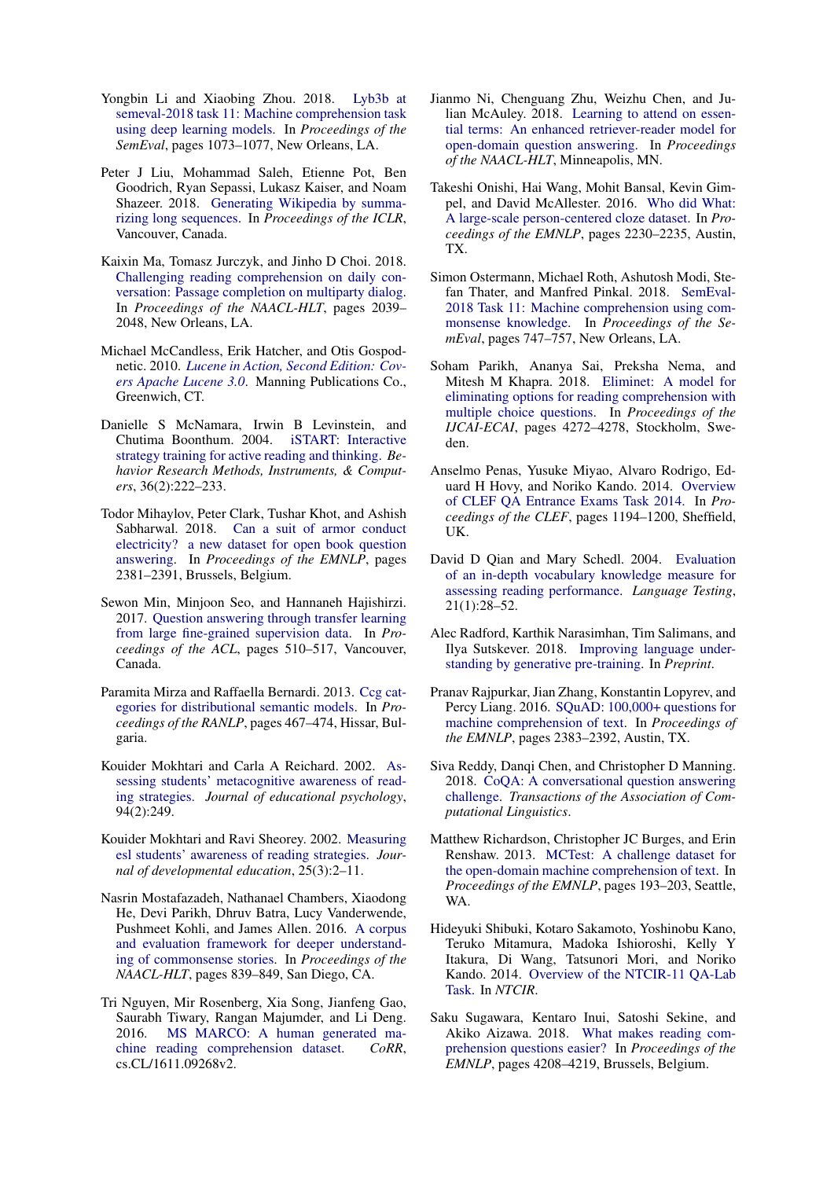Yongbin Li and Xiaobing Zhou. 2018. Lyb3b at semeval-2018 task 11: Machine comprehension task using deep learning models. In *Proceedings of the SemEval*, pages 1073–1077, New Orleans, LA.

Peter J Liu, Mohammad Saleh, Etienne Pot, Ben Goodrich, Ryan Sepassi, Lukasz Kaiser, and Noam Shazeer. 2018. Generating Wikipedia by summarizing long sequences. In *Proceedings of the ICLR*, Vancouver, Canada.

Kaixin Ma, Tomasz Jurczyk, and Jinho D Choi. 2018. Challenging reading comprehension on daily conversation: Passage completion on multiparty dialog. In *Proceedings of the NAACL-HLT*, pages 2039–2048, New Orleans, LA.

Michael McCandless, Erik Hatcher, and Otis Gospodnetic. 2010. *Lucene in Action, Second Edition: Covers Apache Lucene 3.0*. Manning Publications Co., Greenwich, CT.

Danielle S McNamara, Irwin B Levinstein, and Chutima Boonthum. 2004. iSTART: Interactive strategy training for active reading and thinking. *Behavior Research Methods, Instruments, & Computers*, 36(2):222–233.

Todor Mihaylov, Peter Clark, Tushar Khot, and Ashish Sabharwal. 2018. Can a suit of armor conduct electricity? a new dataset for open book question answering. In *Proceedings of the EMNLP*, pages 2381–2391, Brussels, Belgium.

Sewon Min, Minjoon Seo, and Hannaneh Hajishirzi. 2017. Question answering through transfer learning from large fine-grained supervision data. In *Proceedings of the ACL*, pages 510–517, Vancouver, Canada.

Paramita Mirza and Raffaella Bernardi. 2013. Ccg categories for distributional semantic models. In *Proceedings of the RANLP*, pages 467–474, Hissar, Bulgaria.

Kouider Mokhtari and Carla A Reichard. 2002. Assessing students' metacognitive awareness of reading strategies. *Journal of educational psychology*, 94(2):249.

Kouider Mokhtari and Ravi Sheorey. 2002. Measuring esl students' awareness of reading strategies. *Journal of developmental education*, 25(3):2–11.

Nasrin Mostafazadeh, Nathanael Chambers, Xiaodong He, Devi Parikh, Dhruv Batra, Lucy Vanderwende, Pushmeet Kohli, and James Allen. 2016. A corpus and evaluation framework for deeper understanding of commonsense stories. In *Proceedings of the NAACL-HLT*, pages 839–849, San Diego, CA.

Tri Nguyen, Mir Rosenberg, Xia Song, Jianfeng Gao, Saurabh Tiwary, Rangan Majumder, and Li Deng. 2016. MS MARCO: A human generated machine reading comprehension dataset. *CoRR*, cs.CL/1611.09268v2.

Jianmo Ni, Chenguang Zhu, Weizhu Chen, and Julian McAuley. 2018. Learning to attend on essential terms: An enhanced retriever-reader model for open-domain question answering. In *Proceedings of the NAACL-HLT*, Minneapolis, MN.

Takeshi Onishi, Hai Wang, Mohit Bansal, Kevin Gimpel, and David McAllester. 2016. Who did What: A large-scale person-centered cloze dataset. In *Proceedings of the EMNLP*, pages 2230–2235, Austin, TX.

Simon Ostermann, Michael Roth, Ashutosh Modi, Stefan Thater, and Manfred Pinkal. 2018. SemEval-2018 Task 11: Machine comprehension using commonsense knowledge. In *Proceedings of the SemEval*, pages 747–757, New Orleans, LA.

Soham Parikh, Ananya Sai, Preksha Nema, and Mitesh M Khapra. 2018. Eliminet: A model for eliminating options for reading comprehension with multiple choice questions. In *Proceedings of the IJCAI-ECAI*, pages 4272–4278, Stockholm, Sweden.

Anselmo Penas, Yusuke Miyao, Alvaro Rodrigo, Eduard H Hovy, and Noriko Kando. 2014. Overview of CLEF QA Entrance Exams Task 2014. In *Proceedings of the CLEF*, pages 1194–1200, Sheffield, UK.

David D Qian and Mary Schedl. 2004. Evaluation of an in-depth vocabulary knowledge measure for assessing reading performance. *Language Testing*, 21(1):28–52.

Alec Radford, Karthik Narasimhan, Tim Salimans, and Ilya Sutskever. 2018. Improving language understanding by generative pre-training. In *Preprint*.

Pranav Rajpurkar, Jian Zhang, Konstantin Lopyrev, and Percy Liang. 2016. SQuAD: 100,000+ questions for machine comprehension of text. In *Proceedings of the EMNLP*, pages 2383–2392, Austin, TX.

Siva Reddy, Danqi Chen, and Christopher D Manning. 2018. CoQA: A conversational question answering challenge. *Transactions of the Association of Computational Linguistics*.

Matthew Richardson, Christopher JC Burges, and Erin Renshaw. 2013. MCTest: A challenge dataset for the open-domain machine comprehension of text. In *Proceedings of the EMNLP*, pages 193–203, Seattle, WA.

Hideyuki Shibuki, Kotaro Sakamoto, Yoshinobu Kano, Teruko Mitamura, Madoka Ishioroshi, Kelly Y Itakura, Di Wang, Tatsunori Mori, and Noriko Kando. 2014. Overview of the NTCIR-11 QA-Lab Task. In *NTCIR*.

Saku Sugawara, Kentaro Inui, Satoshi Sekine, and Akiko Aizawa. 2018. What makes reading comprehension questions easier? In *Proceedings of the EMNLP*, pages 4208–4219, Brussels, Belgium.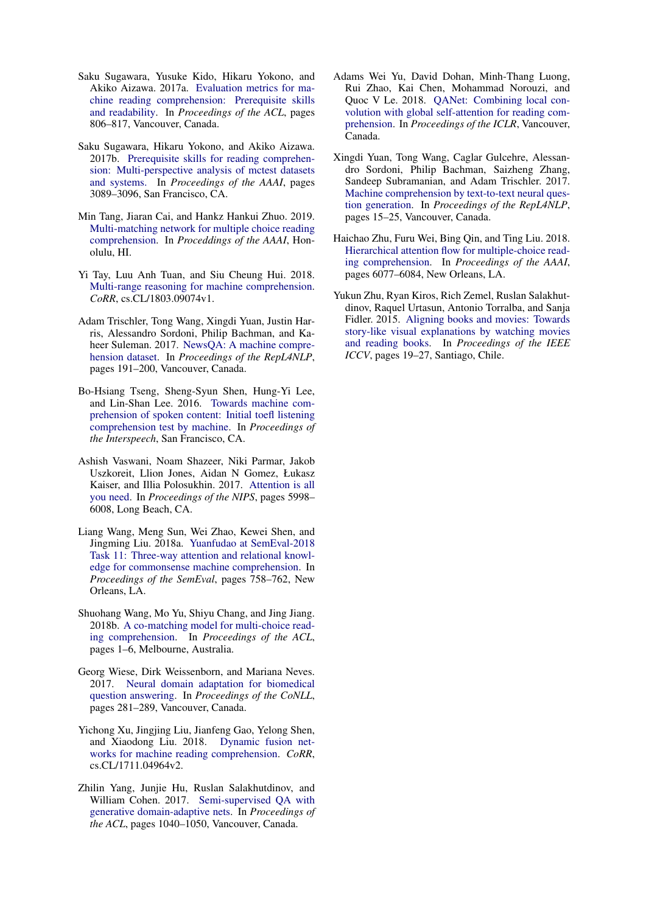Saku Sugawara, Yusuke Kido, Hikaru Yokono, and Akiko Aizawa. 2017a. Evaluation metrics for machine reading comprehension: Prerequisite skills and readability. In *Proceedings of the ACL*, pages 806–817, Vancouver, Canada.

Saku Sugawara, Hikaru Yokono, and Akiko Aizawa. 2017b. Prerequisite skills for reading comprehension: Multi-perspective analysis of mctest datasets and systems. In *Proceedings of the AAAI*, pages 3089–3096, San Francisco, CA.

Min Tang, Jiaran Cai, and Hankz Hankui Zhuo. 2019. Multi-matching network for multiple choice reading comprehension. In *Proceddings of the AAAI*, Honolulu, HI.

Yi Tay, Luu Anh Tuan, and Siu Cheung Hui. 2018. Multi-range reasoning for machine comprehension. *CoRR*, cs.CL/1803.09074v1.

Adam Trischler, Tong Wang, Xingdi Yuan, Justin Harris, Alessandro Sordoni, Philip Bachman, and Kaheer Suleman. 2017. NewsQA: A machine comprehension dataset. In *Proceedings of the RepL4NLP*, pages 191–200, Vancouver, Canada.

Bo-Hsiang Tseng, Sheng-Syun Shen, Hung-Yi Lee, and Lin-Shan Lee. 2016. Towards machine comprehension of spoken content: Initial toefl listening comprehension test by machine. In *Proceedings of the Interspeech*, San Francisco, CA.

Ashish Vaswani, Noam Shazeer, Niki Parmar, Jakob Uszkoreit, Llion Jones, Aidan N Gomez, Łukasz Kaiser, and Illia Polosukhin. 2017. Attention is all you need. In *Proceedings of the NIPS*, pages 5998–6008, Long Beach, CA.

Liang Wang, Meng Sun, Wei Zhao, Kewei Shen, and Jingming Liu. 2018a. Yuanfudao at SemEval-2018 Task 11: Three-way attention and relational knowledge for commonsense machine comprehension. In *Proceedings of the SemEval*, pages 758–762, New Orleans, LA.

Shuohang Wang, Mo Yu, Shiyu Chang, and Jing Jiang. 2018b. A co-matching model for multi-choice reading comprehension. In *Proceedings of the ACL*, pages 1–6, Melbourne, Australia.

Georg Wiese, Dirk Weissenborn, and Mariana Neves. 2017. Neural domain adaptation for biomedical question answering. In *Proceedings of the CoNLL*, pages 281–289, Vancouver, Canada.

Yichong Xu, Jingjing Liu, Jianfeng Gao, Yelong Shen, and Xiaodong Liu. 2018. Dynamic fusion networks for machine reading comprehension. *CoRR*, cs.CL/1711.04964v2.

Zhilin Yang, Junjie Hu, Ruslan Salakhutdinov, and William Cohen. 2017. Semi-supervised QA with generative domain-adaptive nets. In *Proceedings of the ACL*, pages 1040–1050, Vancouver, Canada.

Adams Wei Yu, David Dohan, Minh-Thang Luong, Rui Zhao, Kai Chen, Mohammad Norouzi, and Quoc V Le. 2018. QANet: Combining local convolution with global self-attention for reading comprehension. In *Proceedings of the ICLR*, Vancouver, Canada.

Xingdi Yuan, Tong Wang, Caglar Gulcehre, Alessandro Sordoni, Philip Bachman, Saizheng Zhang, Sandeep Subramanian, and Adam Trischler. 2017. Machine comprehension by text-to-text neural question generation. In *Proceedings of the RepL4NLP*, pages 15–25, Vancouver, Canada.

Haichao Zhu, Furu Wei, Bing Qin, and Ting Liu. 2018. Hierarchical attention flow for multiple-choice reading comprehension. In *Proceedings of the AAAI*, pages 6077–6084, New Orleans, LA.

Yukun Zhu, Ryan Kiros, Rich Zemel, Ruslan Salakhutdinov, Raquel Urtasun, Antonio Torralba, and Sanja Fidler. 2015. Aligning books and movies: Towards story-like visual explanations by watching movies and reading books. In *Proceedings of the IEEE ICCV*, pages 19–27, Santiago, Chile.